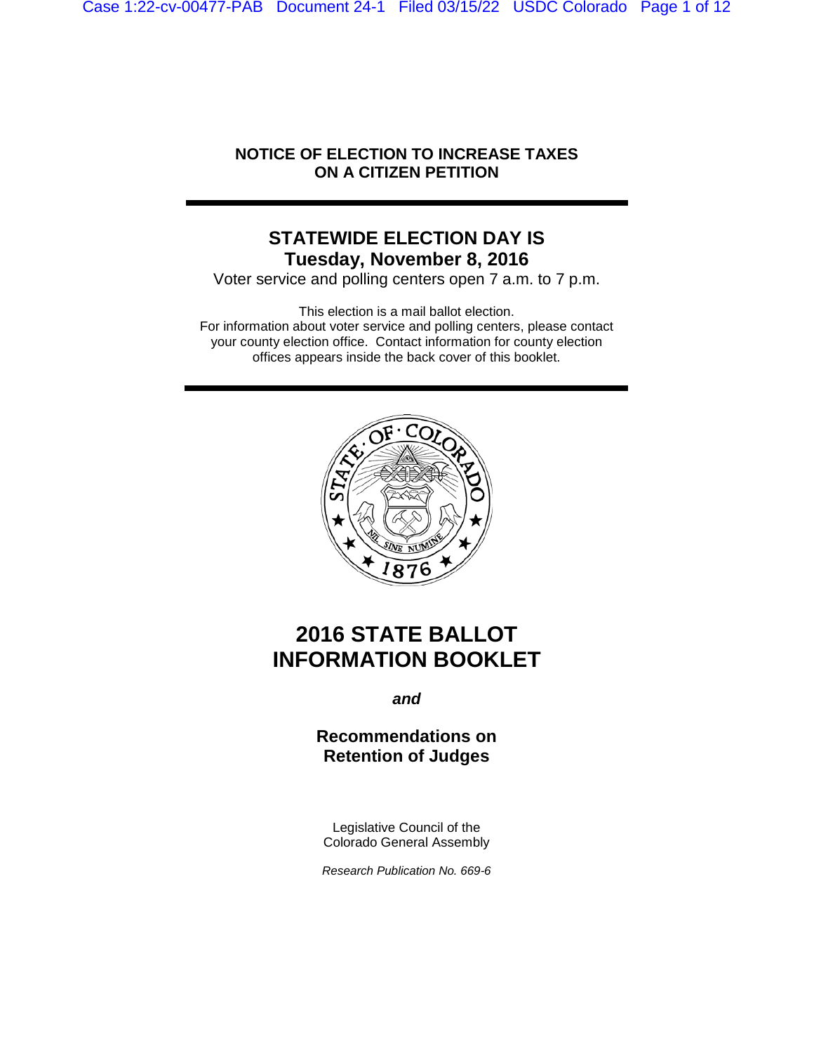**NOTICE OF ELECTION TO INCREASE TAXES ON A CITIZEN PETITION**

---

## STATEWIDE ELECTION DAY IS Tuesday, November 8, 2016

Voter service and polling centers open 7 a.m. to 7 p.m.

This election is a mail ballot election.
For information about voter service and polling centers, please contact your county election office. Contact information for county election offices appears inside the back cover of this booklet.

---

# 2016 STATE BALLOT INFORMATION BOOKLET

***and***

## Recommendations on Retention of Judges

Legislative Council of the
Colorado General Assembly

*Research Publication No. 669-6*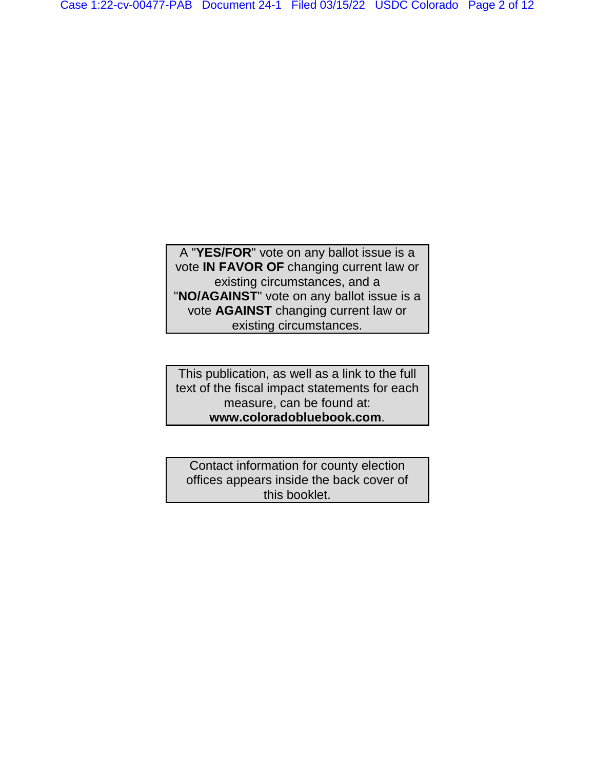A "**YES/FOR**" vote on any ballot issue is a vote **IN FAVOR OF** changing current law or existing circumstances, and a "**NO/AGAINST**" vote on any ballot issue is a vote **AGAINST** changing current law or existing circumstances.

This publication, as well as a link to the full text of the fiscal impact statements for each measure, can be found at: **www.coloradobluebook.com**.

Contact information for county election offices appears inside the back cover of this booklet.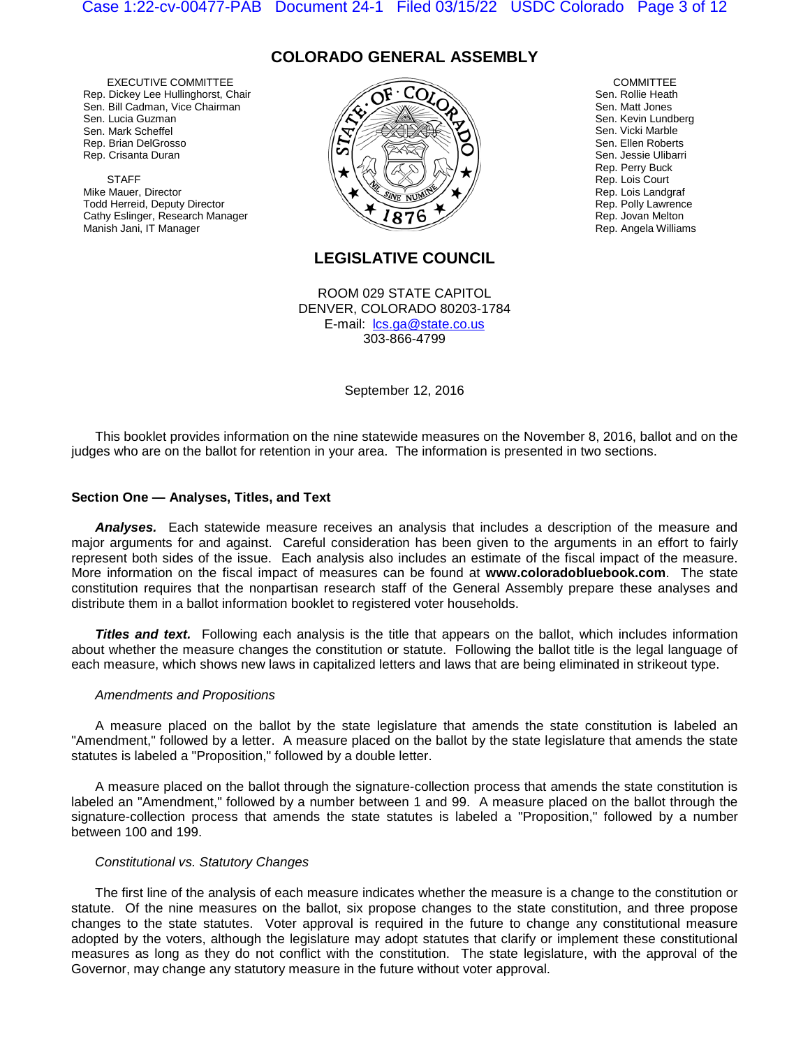# COLORADO GENERAL ASSEMBLY

EXECUTIVE COMMITTEE
Rep. Dickey Lee Hullinghorst, Chair
Sen. Bill Cadman, Vice Chairman
Sen. Lucia Guzman
Sen. Mark Scheffel
Rep. Brian DelGrosso
Rep. Crisanta Duran

STAFF
Mike Mauer, Director
Todd Herreid, Deputy Director
Cathy Eslinger, Research Manager
Manish Jani, IT Manager

COMMITTEE
Sen. Rollie Heath
Sen. Matt Jones
Sen. Kevin Lundberg
Sen. Vicki Marble
Sen. Ellen Roberts
Sen. Jessie Ulibarri
Rep. Perry Buck
Rep. Lois Court
Rep. Lois Landgraf
Rep. Polly Lawrence
Rep. Jovan Melton
Rep. Angela Williams

## LEGISLATIVE COUNCIL

ROOM 029 STATE CAPITOL
DENVER, COLORADO 80203-1784
E-mail: lcs.ga@state.co.us
303-866-4799

September 12, 2016

This booklet provides information on the nine statewide measures on the November 8, 2016, ballot and on the judges who are on the ballot for retention in your area. The information is presented in two sections.

### Section One — Analyses, Titles, and Text

***Analyses.*** Each statewide measure receives an analysis that includes a description of the measure and major arguments for and against. Careful consideration has been given to the arguments in an effort to fairly represent both sides of the issue. Each analysis also includes an estimate of the fiscal impact of the measure. More information on the fiscal impact of measures can be found at **www.coloradobluebook.com**. The state constitution requires that the nonpartisan research staff of the General Assembly prepare these analyses and distribute them in a ballot information booklet to registered voter households.

***Titles and text.*** Following each analysis is the title that appears on the ballot, which includes information about whether the measure changes the constitution or statute. Following the ballot title is the legal language of each measure, which shows new laws in capitalized letters and laws that are being eliminated in strikeout type.

*Amendments and Propositions*

A measure placed on the ballot by the state legislature that amends the state constitution is labeled an "Amendment," followed by a letter. A measure placed on the ballot by the state legislature that amends the state statutes is labeled a "Proposition," followed by a double letter.

A measure placed on the ballot through the signature-collection process that amends the state constitution is labeled an "Amendment," followed by a number between 1 and 99. A measure placed on the ballot through the signature-collection process that amends the state statutes is labeled a "Proposition," followed by a number between 100 and 199.

*Constitutional vs. Statutory Changes*

The first line of the analysis of each measure indicates whether the measure is a change to the constitution or statute. Of the nine measures on the ballot, six propose changes to the state constitution, and three propose changes to the state statutes. Voter approval is required in the future to change any constitutional measure adopted by the voters, although the legislature may adopt statutes that clarify or implement these constitutional measures as long as they do not conflict with the constitution. The state legislature, with the approval of the Governor, may change any statutory measure in the future without voter approval.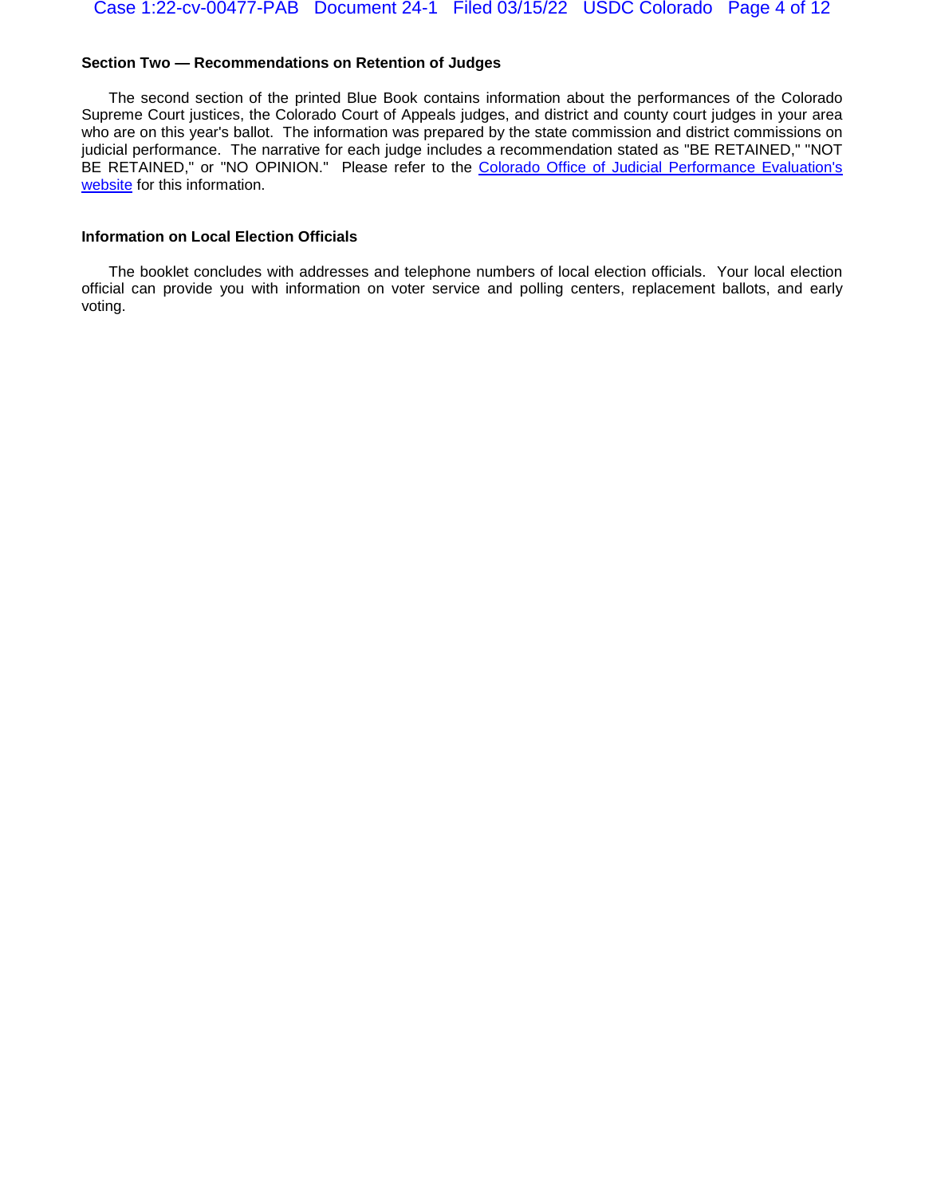### Section Two — Recommendations on Retention of Judges

The second section of the printed Blue Book contains information about the performances of the Colorado Supreme Court justices, the Colorado Court of Appeals judges, and district and county court judges in your area who are on this year's ballot. The information was prepared by the state commission and district commissions on judicial performance. The narrative for each judge includes a recommendation stated as "BE RETAINED," "NOT BE RETAINED," or "NO OPINION." Please refer to the Colorado Office of Judicial Performance Evaluation's website for this information.

### Information on Local Election Officials

The booklet concludes with addresses and telephone numbers of local election officials. Your local election official can provide you with information on voter service and polling centers, replacement ballots, and early voting.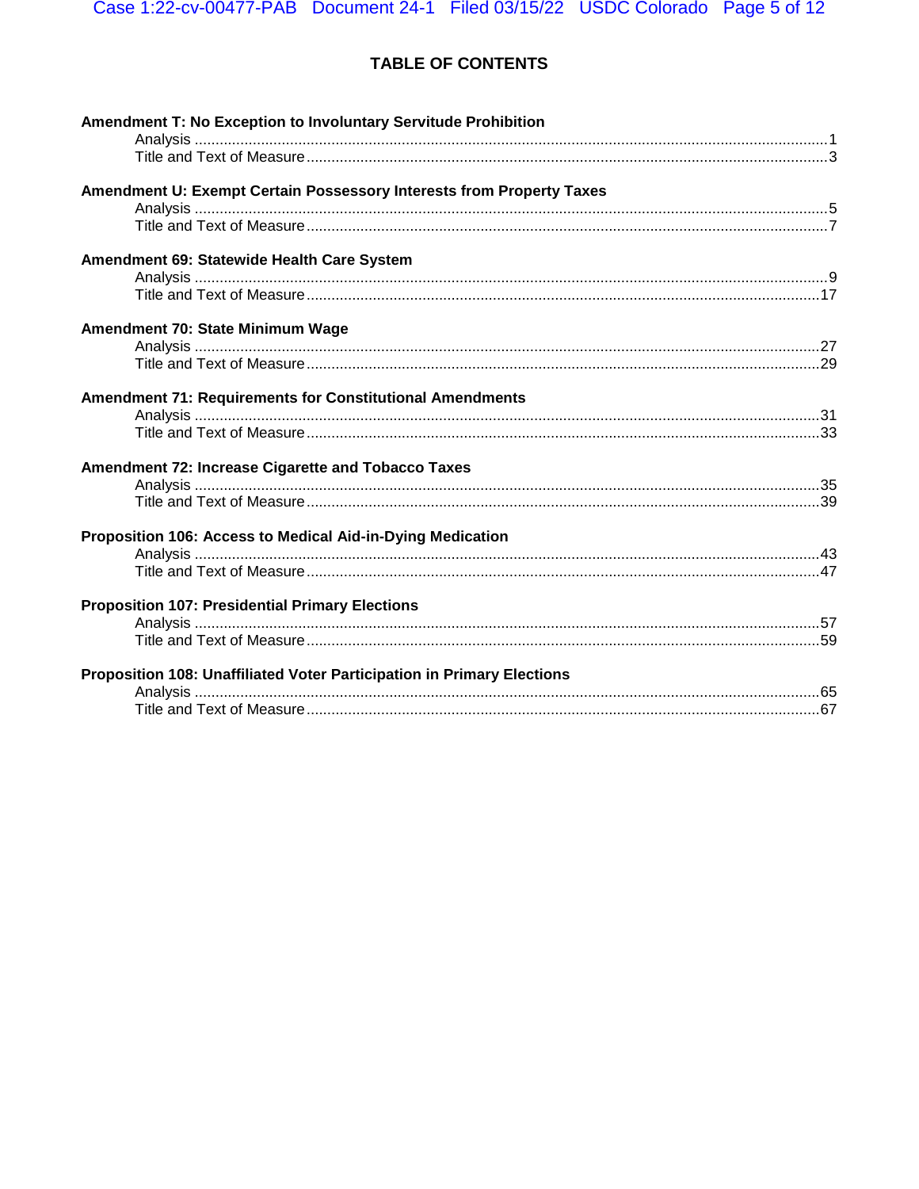# TABLE OF CONTENTS

**Amendment T: No Exception to Involuntary Servitude Prohibition**

Analysis ........................................................................................................................................1
Title and Text of Measure ............................................................................................................3

**Amendment U: Exempt Certain Possessory Interests from Property Taxes**

Analysis ........................................................................................................................................5
Title and Text of Measure ............................................................................................................7

**Amendment 69: Statewide Health Care System**

Analysis ........................................................................................................................................9
Title and Text of Measure ..........................................................................................................17

**Amendment 70: State Minimum Wage**

Analysis ......................................................................................................................................27
Title and Text of Measure ..........................................................................................................29

**Amendment 71: Requirements for Constitutional Amendments**

Analysis ......................................................................................................................................31
Title and Text of Measure ..........................................................................................................33

**Amendment 72: Increase Cigarette and Tobacco Taxes**

Analysis ......................................................................................................................................35
Title and Text of Measure ..........................................................................................................39

**Proposition 106: Access to Medical Aid-in-Dying Medication**

Analysis ......................................................................................................................................43
Title and Text of Measure ..........................................................................................................47

**Proposition 107: Presidential Primary Elections**

Analysis ......................................................................................................................................57
Title and Text of Measure ..........................................................................................................59

**Proposition 108: Unaffiliated Voter Participation in Primary Elections**

Analysis ......................................................................................................................................65
Title and Text of Measure ..........................................................................................................67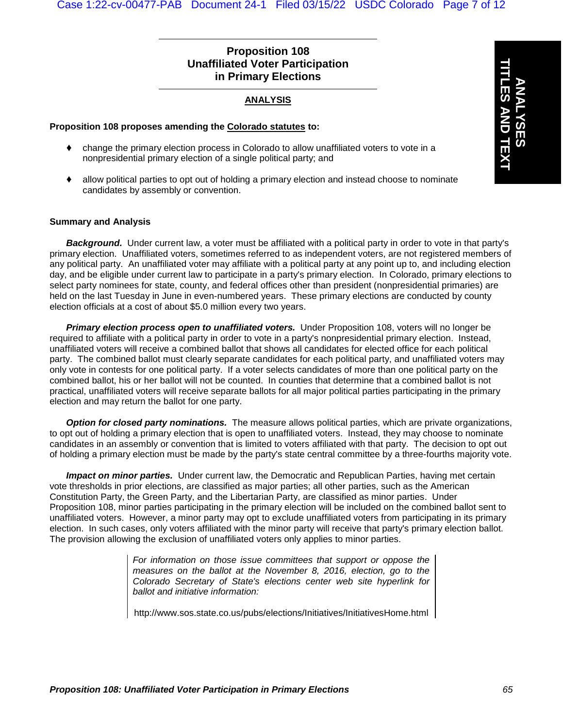# Proposition 108
# Unaffiliated Voter Participation in Primary Elections

## ANALYSIS

**Proposition 108 proposes amending the Colorado statutes to:**

- change the primary election process in Colorado to allow unaffiliated voters to vote in a nonpresidential primary election of a single political party; and
- allow political parties to opt out of holding a primary election and instead choose to nominate candidates by assembly or convention.

### Summary and Analysis

***Background.*** Under current law, a voter must be affiliated with a political party in order to vote in that party's primary election. Unaffiliated voters, sometimes referred to as independent voters, are not registered members of any political party. An unaffiliated voter may affiliate with a political party at any point up to, and including election day, and be eligible under current law to participate in a party's primary election. In Colorado, primary elections to select party nominees for state, county, and federal offices other than president (nonpresidential primaries) are held on the last Tuesday in June in even-numbered years. These primary elections are conducted by county election officials at a cost of about $5.0 million every two years.

***Primary election process open to unaffiliated voters.*** Under Proposition 108, voters will no longer be required to affiliate with a political party in order to vote in a party's nonpresidential primary election. Instead, unaffiliated voters will receive a combined ballot that shows all candidates for elected office for each political party. The combined ballot must clearly separate candidates for each political party, and unaffiliated voters may only vote in contests for one political party. If a voter selects candidates of more than one political party on the combined ballot, his or her ballot will not be counted. In counties that determine that a combined ballot is not practical, unaffiliated voters will receive separate ballots for all major political parties participating in the primary election and may return the ballot for one party.

***Option for closed party nominations.*** The measure allows political parties, which are private organizations, to opt out of holding a primary election that is open to unaffiliated voters. Instead, they may choose to nominate candidates in an assembly or convention that is limited to voters affiliated with that party. The decision to opt out of holding a primary election must be made by the party's state central committee by a three-fourths majority vote.

***Impact on minor parties.*** Under current law, the Democratic and Republican Parties, having met certain vote thresholds in prior elections, are classified as major parties; all other parties, such as the American Constitution Party, the Green Party, and the Libertarian Party, are classified as minor parties. Under Proposition 108, minor parties participating in the primary election will be included on the combined ballot sent to unaffiliated voters. However, a minor party may opt to exclude unaffiliated voters from participating in its primary election. In such cases, only voters affiliated with the minor party will receive that party's primary election ballot. The provision allowing the exclusion of unaffiliated voters only applies to minor parties.

*For information on those issue committees that support or oppose the measures on the ballot at the November 8, 2016, election, go to the Colorado Secretary of State's elections center web site hyperlink for ballot and initiative information:*

http://www.sos.state.co.us/pubs/elections/Initiatives/InitiativesHome.html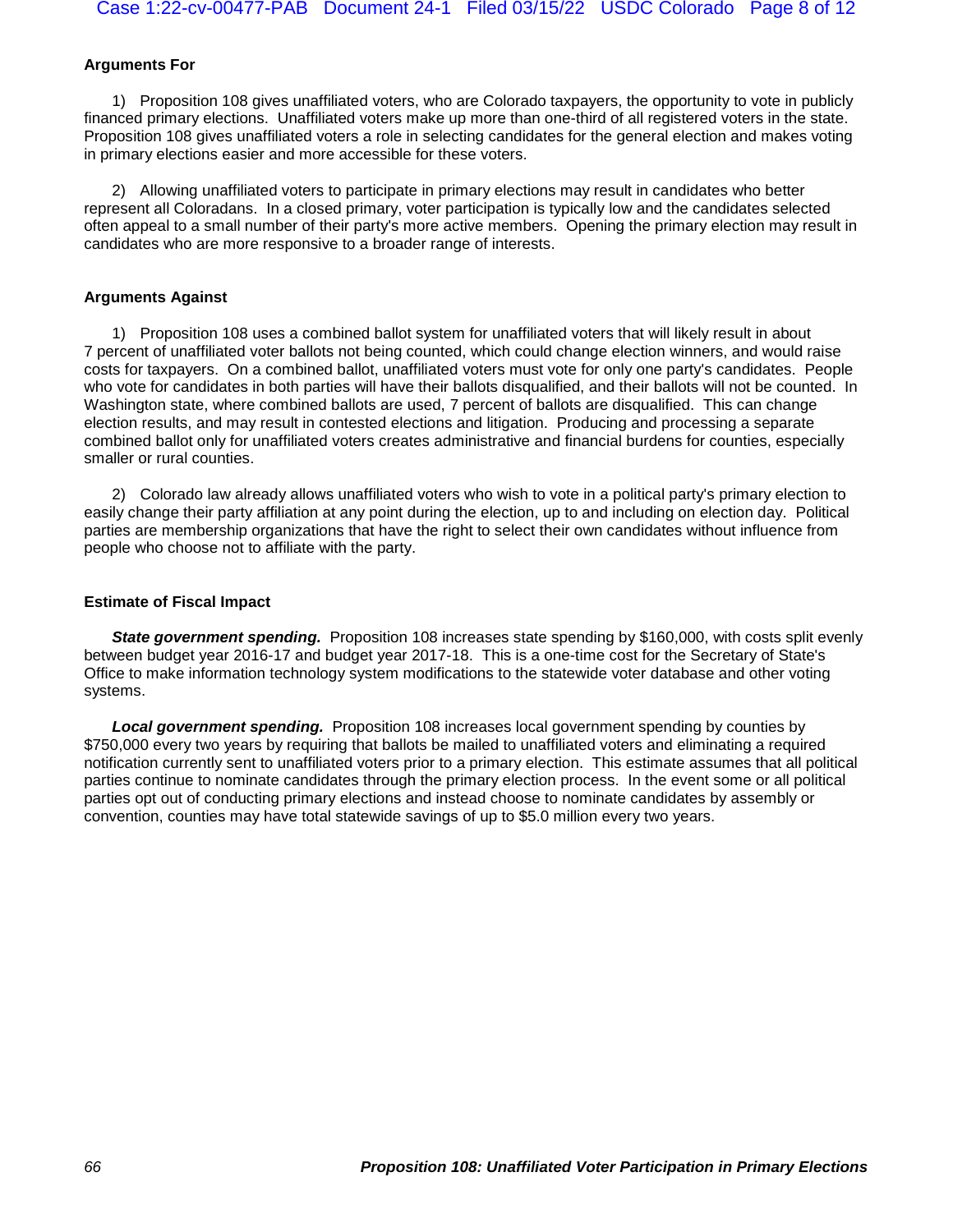### Arguments For

1) Proposition 108 gives unaffiliated voters, who are Colorado taxpayers, the opportunity to vote in publicly financed primary elections. Unaffiliated voters make up more than one-third of all registered voters in the state. Proposition 108 gives unaffiliated voters a role in selecting candidates for the general election and makes voting in primary elections easier and more accessible for these voters.

2) Allowing unaffiliated voters to participate in primary elections may result in candidates who better represent all Coloradans. In a closed primary, voter participation is typically low and the candidates selected often appeal to a small number of their party's more active members. Opening the primary election may result in candidates who are more responsive to a broader range of interests.

### Arguments Against

1) Proposition 108 uses a combined ballot system for unaffiliated voters that will likely result in about 7 percent of unaffiliated voter ballots not being counted, which could change election winners, and would raise costs for taxpayers. On a combined ballot, unaffiliated voters must vote for only one party's candidates. People who vote for candidates in both parties will have their ballots disqualified, and their ballots will not be counted. In Washington state, where combined ballots are used, 7 percent of ballots are disqualified. This can change election results, and may result in contested elections and litigation. Producing and processing a separate combined ballot only for unaffiliated voters creates administrative and financial burdens for counties, especially smaller or rural counties.

2) Colorado law already allows unaffiliated voters who wish to vote in a political party's primary election to easily change their party affiliation at any point during the election, up to and including on election day. Political parties are membership organizations that have the right to select their own candidates without influence from people who choose not to affiliate with the party.

### Estimate of Fiscal Impact

***State government spending.*** Proposition 108 increases state spending by $160,000, with costs split evenly between budget year 2016-17 and budget year 2017-18. This is a one-time cost for the Secretary of State's Office to make information technology system modifications to the statewide voter database and other voting systems.

***Local government spending.*** Proposition 108 increases local government spending by counties by $750,000 every two years by requiring that ballots be mailed to unaffiliated voters and eliminating a required notification currently sent to unaffiliated voters prior to a primary election. This estimate assumes that all political parties continue to nominate candidates through the primary election process. In the event some or all political parties opt out of conducting primary elections and instead choose to nominate candidates by assembly or convention, counties may have total statewide savings of up to $5.0 million every two years.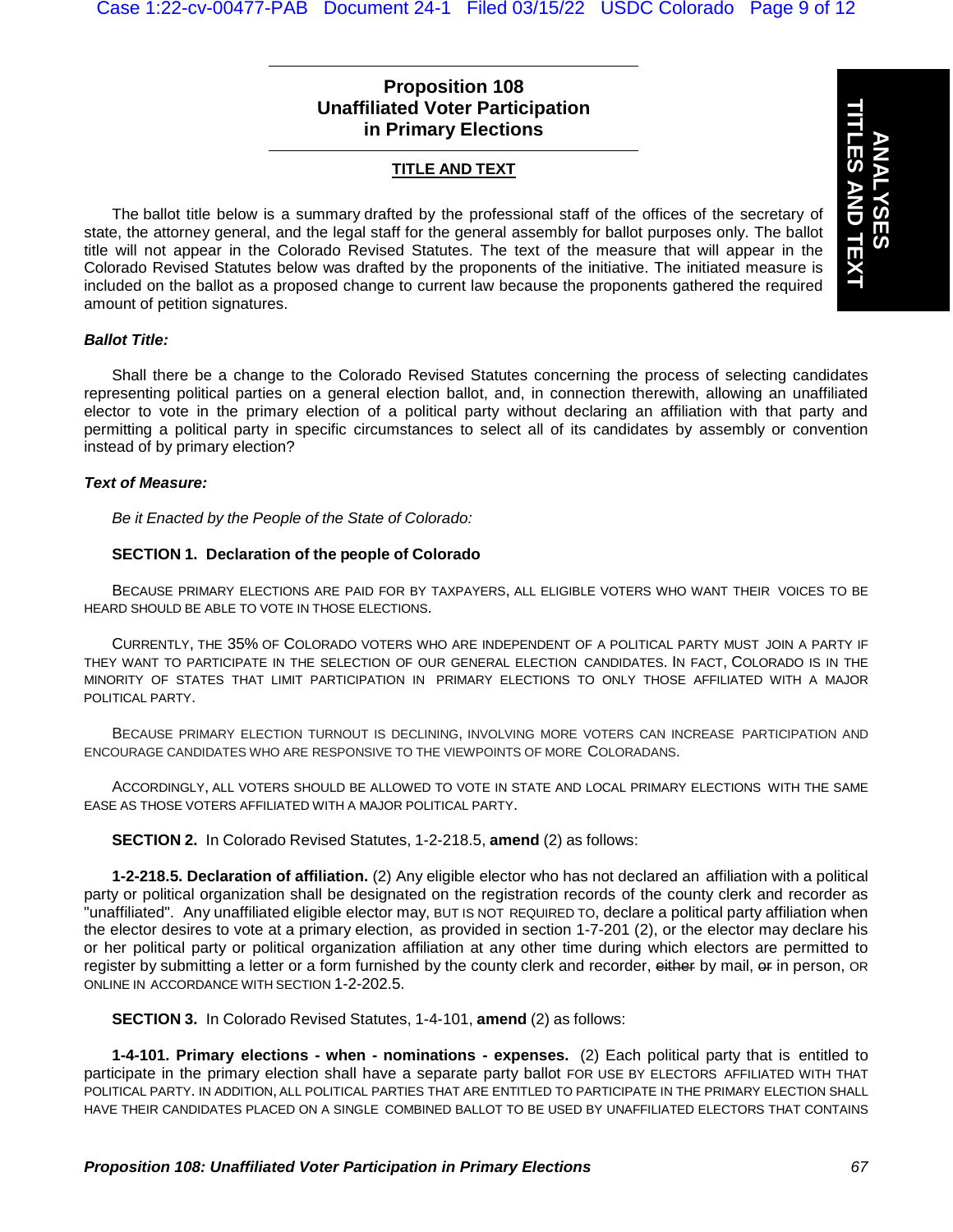# Proposition 108
# Unaffiliated Voter Participation in Primary Elections

## TITLE AND TEXT

The ballot title below is a summary drafted by the professional staff of the offices of the secretary of state, the attorney general, and the legal staff for the general assembly for ballot purposes only. The ballot title will not appear in the Colorado Revised Statutes. The text of the measure that will appear in the Colorado Revised Statutes below was drafted by the proponents of the initiative. The initiated measure is included on the ballot as a proposed change to current law because the proponents gathered the required amount of petition signatures.

***Ballot Title:***

Shall there be a change to the Colorado Revised Statutes concerning the process of selecting candidates representing political parties on a general election ballot, and, in connection therewith, allowing an unaffiliated elector to vote in the primary election of a political party without declaring an affiliation with that party and permitting a political party in specific circumstances to select all of its candidates by assembly or convention instead of by primary election?

***Text of Measure:***

*Be it Enacted by the People of the State of Colorado:*

**SECTION 1. Declaration of the people of Colorado**

BECAUSE PRIMARY ELECTIONS ARE PAID FOR BY TAXPAYERS, ALL ELIGIBLE VOTERS WHO WANT THEIR VOICES TO BE HEARD SHOULD BE ABLE TO VOTE IN THOSE ELECTIONS.

CURRENTLY, THE 35% OF COLORADO VOTERS WHO ARE INDEPENDENT OF A POLITICAL PARTY MUST JOIN A PARTY IF THEY WANT TO PARTICIPATE IN THE SELECTION OF OUR GENERAL ELECTION CANDIDATES. IN FACT, COLORADO IS IN THE MINORITY OF STATES THAT LIMIT PARTICIPATION IN PRIMARY ELECTIONS TO ONLY THOSE AFFILIATED WITH A MAJOR POLITICAL PARTY.

BECAUSE PRIMARY ELECTION TURNOUT IS DECLINING, INVOLVING MORE VOTERS CAN INCREASE PARTICIPATION AND ENCOURAGE CANDIDATES WHO ARE RESPONSIVE TO THE VIEWPOINTS OF MORE COLORADANS.

ACCORDINGLY, ALL VOTERS SHOULD BE ALLOWED TO VOTE IN STATE AND LOCAL PRIMARY ELECTIONS WITH THE SAME EASE AS THOSE VOTERS AFFILIATED WITH A MAJOR POLITICAL PARTY.

**SECTION 2.** In Colorado Revised Statutes, 1-2-218.5, **amend** (2) as follows:

**1-2-218.5. Declaration of affiliation.** (2) Any eligible elector who has not declared an affiliation with a political party or political organization shall be designated on the registration records of the county clerk and recorder as "unaffiliated". Any unaffiliated eligible elector may, BUT IS NOT REQUIRED TO, declare a political party affiliation when the elector desires to vote at a primary election, as provided in section 1-7-201 (2), or the elector may declare his or her political party or political organization affiliation at any other time during which electors are permitted to register by submitting a letter or a form furnished by the county clerk and recorder, ~~either~~ by mail, ~~or~~ in person, OR ONLINE IN ACCORDANCE WITH SECTION 1-2-202.5.

**SECTION 3.** In Colorado Revised Statutes, 1-4-101, **amend** (2) as follows:

**1-4-101. Primary elections - when - nominations - expenses.** (2) Each political party that is entitled to participate in the primary election shall have a separate party ballot FOR USE BY ELECTORS AFFILIATED WITH THAT POLITICAL PARTY. IN ADDITION, ALL POLITICAL PARTIES THAT ARE ENTITLED TO PARTICIPATE IN THE PRIMARY ELECTION SHALL HAVE THEIR CANDIDATES PLACED ON A SINGLE COMBINED BALLOT TO BE USED BY UNAFFILIATED ELECTORS THAT CONTAINS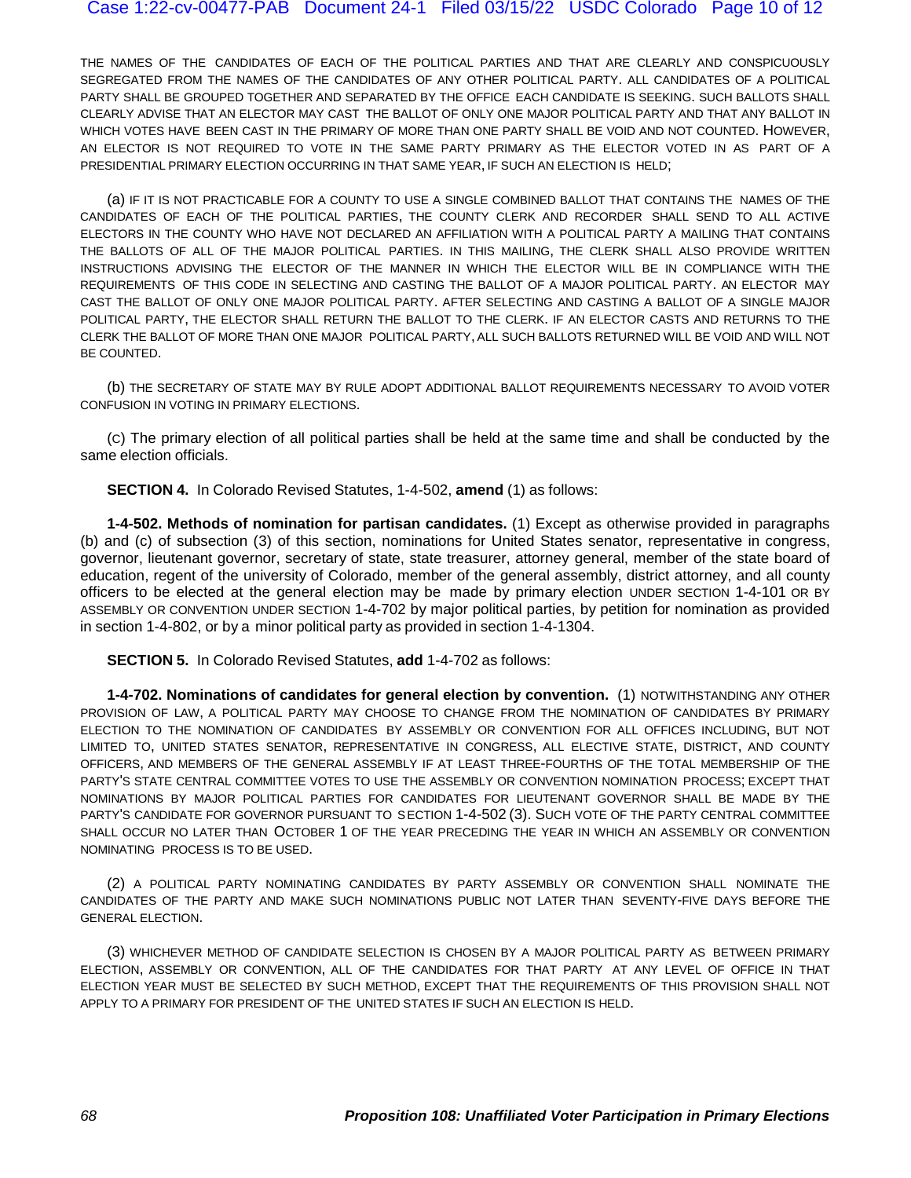THE NAMES OF THE CANDIDATES OF EACH OF THE POLITICAL PARTIES AND THAT ARE CLEARLY AND CONSPICUOUSLY SEGREGATED FROM THE NAMES OF THE CANDIDATES OF ANY OTHER POLITICAL PARTY. ALL CANDIDATES OF A POLITICAL PARTY SHALL BE GROUPED TOGETHER AND SEPARATED BY THE OFFICE EACH CANDIDATE IS SEEKING. SUCH BALLOTS SHALL CLEARLY ADVISE THAT AN ELECTOR MAY CAST THE BALLOT OF ONLY ONE MAJOR POLITICAL PARTY AND THAT ANY BALLOT IN WHICH VOTES HAVE BEEN CAST IN THE PRIMARY OF MORE THAN ONE PARTY SHALL BE VOID AND NOT COUNTED. HOWEVER, AN ELECTOR IS NOT REQUIRED TO VOTE IN THE SAME PARTY PRIMARY AS THE ELECTOR VOTED IN AS PART OF A PRESIDENTIAL PRIMARY ELECTION OCCURRING IN THAT SAME YEAR, IF SUCH AN ELECTION IS HELD;

(a) IF IT IS NOT PRACTICABLE FOR A COUNTY TO USE A SINGLE COMBINED BALLOT THAT CONTAINS THE NAMES OF THE CANDIDATES OF EACH OF THE POLITICAL PARTIES, THE COUNTY CLERK AND RECORDER SHALL SEND TO ALL ACTIVE ELECTORS IN THE COUNTY WHO HAVE NOT DECLARED AN AFFILIATION WITH A POLITICAL PARTY A MAILING THAT CONTAINS THE BALLOTS OF ALL OF THE MAJOR POLITICAL PARTIES. IN THIS MAILING, THE CLERK SHALL ALSO PROVIDE WRITTEN INSTRUCTIONS ADVISING THE ELECTOR OF THE MANNER IN WHICH THE ELECTOR WILL BE IN COMPLIANCE WITH THE REQUIREMENTS OF THIS CODE IN SELECTING AND CASTING THE BALLOT OF A MAJOR POLITICAL PARTY. AN ELECTOR MAY CAST THE BALLOT OF ONLY ONE MAJOR POLITICAL PARTY. AFTER SELECTING AND CASTING A BALLOT OF A SINGLE MAJOR POLITICAL PARTY, THE ELECTOR SHALL RETURN THE BALLOT TO THE CLERK. IF AN ELECTOR CASTS AND RETURNS TO THE CLERK THE BALLOT OF MORE THAN ONE MAJOR POLITICAL PARTY, ALL SUCH BALLOTS RETURNED WILL BE VOID AND WILL NOT BE COUNTED.

(b) THE SECRETARY OF STATE MAY BY RULE ADOPT ADDITIONAL BALLOT REQUIREMENTS NECESSARY TO AVOID VOTER CONFUSION IN VOTING IN PRIMARY ELECTIONS.

(C) The primary election of all political parties shall be held at the same time and shall be conducted by the same election officials.

**SECTION 4.** In Colorado Revised Statutes, 1-4-502, **amend** (1) as follows:

**1-4-502. Methods of nomination for partisan candidates.** (1) Except as otherwise provided in paragraphs (b) and (c) of subsection (3) of this section, nominations for United States senator, representative in congress, governor, lieutenant governor, secretary of state, state treasurer, attorney general, member of the state board of education, regent of the university of Colorado, member of the general assembly, district attorney, and all county officers to be elected at the general election may be made by primary election UNDER SECTION 1-4-101 OR BY ASSEMBLY OR CONVENTION UNDER SECTION 1-4-702 by major political parties, by petition for nomination as provided in section 1-4-802, or by a minor political party as provided in section 1-4-1304.

**SECTION 5.** In Colorado Revised Statutes, **add** 1-4-702 as follows:

**1-4-702. Nominations of candidates for general election by convention.** (1) NOTWITHSTANDING ANY OTHER PROVISION OF LAW, A POLITICAL PARTY MAY CHOOSE TO CHANGE FROM THE NOMINATION OF CANDIDATES BY PRIMARY ELECTION TO THE NOMINATION OF CANDIDATES BY ASSEMBLY OR CONVENTION FOR ALL OFFICES INCLUDING, BUT NOT LIMITED TO, UNITED STATES SENATOR, REPRESENTATIVE IN CONGRESS, ALL ELECTIVE STATE, DISTRICT, AND COUNTY OFFICERS, AND MEMBERS OF THE GENERAL ASSEMBLY IF AT LEAST THREE-FOURTHS OF THE TOTAL MEMBERSHIP OF THE PARTY'S STATE CENTRAL COMMITTEE VOTES TO USE THE ASSEMBLY OR CONVENTION NOMINATION PROCESS; EXCEPT THAT NOMINATIONS BY MAJOR POLITICAL PARTIES FOR CANDIDATES FOR LIEUTENANT GOVERNOR SHALL BE MADE BY THE PARTY'S CANDIDATE FOR GOVERNOR PURSUANT TO SECTION 1-4-502 (3). SUCH VOTE OF THE PARTY CENTRAL COMMITTEE SHALL OCCUR NO LATER THAN OCTOBER 1 OF THE YEAR PRECEDING THE YEAR IN WHICH AN ASSEMBLY OR CONVENTION NOMINATING PROCESS IS TO BE USED.

(2) A POLITICAL PARTY NOMINATING CANDIDATES BY PARTY ASSEMBLY OR CONVENTION SHALL NOMINATE THE CANDIDATES OF THE PARTY AND MAKE SUCH NOMINATIONS PUBLIC NOT LATER THAN SEVENTY-FIVE DAYS BEFORE THE GENERAL ELECTION.

(3) WHICHEVER METHOD OF CANDIDATE SELECTION IS CHOSEN BY A MAJOR POLITICAL PARTY AS BETWEEN PRIMARY ELECTION, ASSEMBLY OR CONVENTION, ALL OF THE CANDIDATES FOR THAT PARTY AT ANY LEVEL OF OFFICE IN THAT ELECTION YEAR MUST BE SELECTED BY SUCH METHOD, EXCEPT THAT THE REQUIREMENTS OF THIS PROVISION SHALL NOT APPLY TO A PRIMARY FOR PRESIDENT OF THE UNITED STATES IF SUCH AN ELECTION IS HELD.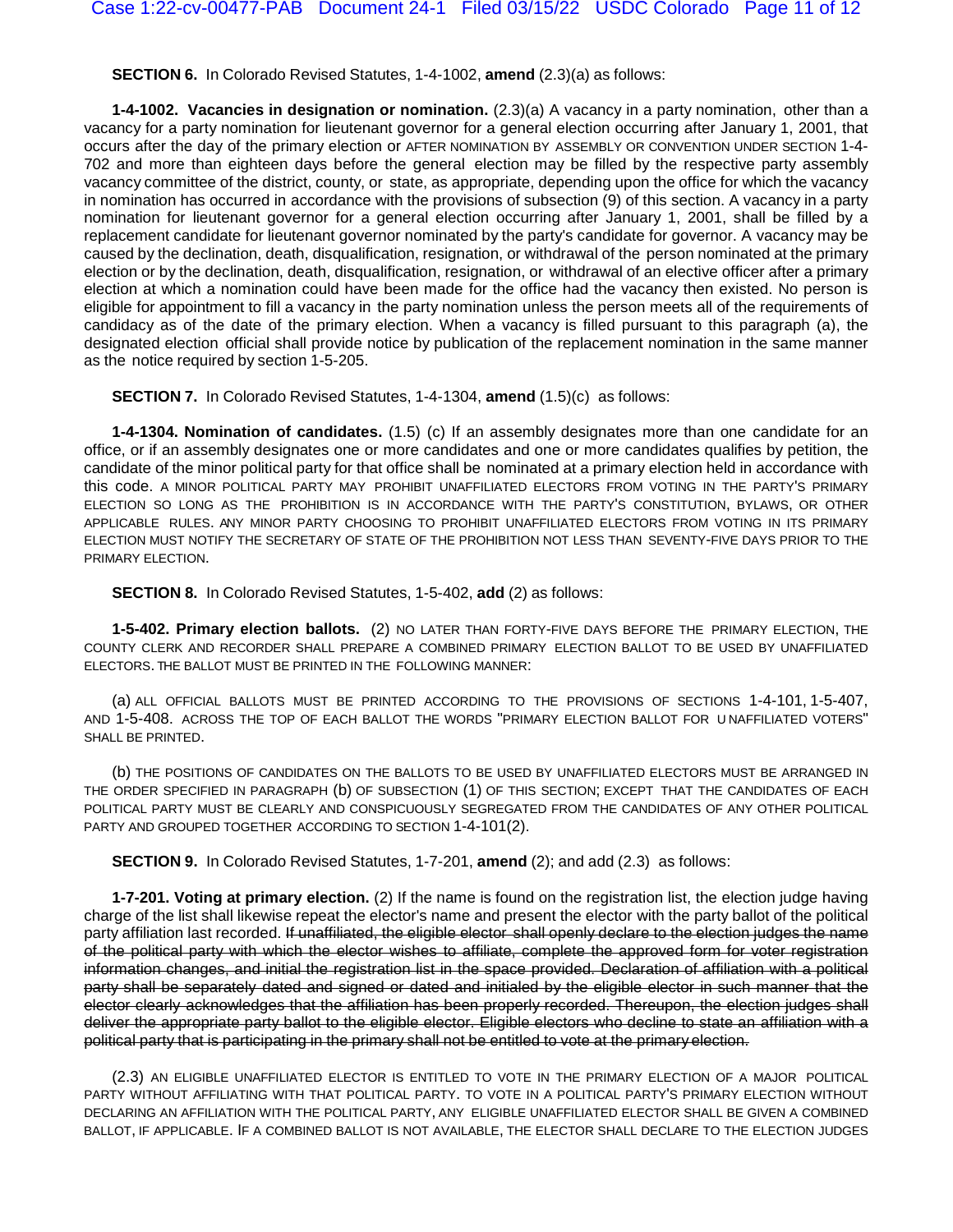**SECTION 6.** In Colorado Revised Statutes, 1-4-1002, **amend** (2.3)(a) as follows:

**1-4-1002. Vacancies in designation or nomination.** (2.3)(a) A vacancy in a party nomination, other than a vacancy for a party nomination for lieutenant governor for a general election occurring after January 1, 2001, that occurs after the day of the primary election or AFTER NOMINATION BY ASSEMBLY OR CONVENTION UNDER SECTION 1-4-702 and more than eighteen days before the general election may be filled by the respective party assembly vacancy committee of the district, county, or state, as appropriate, depending upon the office for which the vacancy in nomination has occurred in accordance with the provisions of subsection (9) of this section. A vacancy in a party nomination for lieutenant governor for a general election occurring after January 1, 2001, shall be filled by a replacement candidate for lieutenant governor nominated by the party's candidate for governor. A vacancy may be caused by the declination, death, disqualification, resignation, or withdrawal of the person nominated at the primary election or by the declination, death, disqualification, resignation, or withdrawal of an elective officer after a primary election at which a nomination could have been made for the office had the vacancy then existed. No person is eligible for appointment to fill a vacancy in the party nomination unless the person meets all of the requirements of candidacy as of the date of the primary election. When a vacancy is filled pursuant to this paragraph (a), the designated election official shall provide notice by publication of the replacement nomination in the same manner as the notice required by section 1-5-205.

**SECTION 7.** In Colorado Revised Statutes, 1-4-1304, **amend** (1.5)(c) as follows:

**1-4-1304. Nomination of candidates.** (1.5) (c) If an assembly designates more than one candidate for an office, or if an assembly designates one or more candidates and one or more candidates qualifies by petition, the candidate of the minor political party for that office shall be nominated at a primary election held in accordance with this code. A MINOR POLITICAL PARTY MAY PROHIBIT UNAFFILIATED ELECTORS FROM VOTING IN THE PARTY'S PRIMARY ELECTION SO LONG AS THE PROHIBITION IS IN ACCORDANCE WITH THE PARTY'S CONSTITUTION, BYLAWS, OR OTHER APPLICABLE RULES. ANY MINOR PARTY CHOOSING TO PROHIBIT UNAFFILIATED ELECTORS FROM VOTING IN ITS PRIMARY ELECTION MUST NOTIFY THE SECRETARY OF STATE OF THE PROHIBITION NOT LESS THAN SEVENTY-FIVE DAYS PRIOR TO THE PRIMARY ELECTION.

**SECTION 8.** In Colorado Revised Statutes, 1-5-402, **add** (2) as follows:

**1-5-402. Primary election ballots.** (2) NO LATER THAN FORTY-FIVE DAYS BEFORE THE PRIMARY ELECTION, THE COUNTY CLERK AND RECORDER SHALL PREPARE A COMBINED PRIMARY ELECTION BALLOT TO BE USED BY UNAFFILIATED ELECTORS. THE BALLOT MUST BE PRINTED IN THE FOLLOWING MANNER:

(a) ALL OFFICIAL BALLOTS MUST BE PRINTED ACCORDING TO THE PROVISIONS OF SECTIONS 1-4-101, 1-5-407, AND 1-5-408. ACROSS THE TOP OF EACH BALLOT THE WORDS "PRIMARY ELECTION BALLOT FOR UNAFFILIATED VOTERS" SHALL BE PRINTED.

(b) THE POSITIONS OF CANDIDATES ON THE BALLOTS TO BE USED BY UNAFFILIATED ELECTORS MUST BE ARRANGED IN THE ORDER SPECIFIED IN PARAGRAPH (b) OF SUBSECTION (1) OF THIS SECTION; EXCEPT THAT THE CANDIDATES OF EACH POLITICAL PARTY MUST BE CLEARLY AND CONSPICUOUSLY SEGREGATED FROM THE CANDIDATES OF ANY OTHER POLITICAL PARTY AND GROUPED TOGETHER ACCORDING TO SECTION 1-4-101(2).

**SECTION 9.** In Colorado Revised Statutes, 1-7-201, **amend** (2); and add (2.3) as follows:

**1-7-201. Voting at primary election.** (2) If the name is found on the registration list, the election judge having charge of the list shall likewise repeat the elector's name and present the elector with the party ballot of the political party affiliation last recorded. ~~If unaffiliated, the eligible elector shall openly declare to the election judges the name of the political party with which the elector wishes to affiliate, complete the approved form for voter registration information changes, and initial the registration list in the space provided. Declaration of affiliation with a political party shall be separately dated and signed or dated and initialed by the eligible elector in such manner that the elector clearly acknowledges that the affiliation has been properly recorded. Thereupon, the election judges shall deliver the appropriate party ballot to the eligible elector. Eligible electors who decline to state an affiliation with a political party that is participating in the primary shall not be entitled to vote at the primary election.~~

(2.3) AN ELIGIBLE UNAFFILIATED ELECTOR IS ENTITLED TO VOTE IN THE PRIMARY ELECTION OF A MAJOR POLITICAL PARTY WITHOUT AFFILIATING WITH THAT POLITICAL PARTY. TO VOTE IN A POLITICAL PARTY'S PRIMARY ELECTION WITHOUT DECLARING AN AFFILIATION WITH THE POLITICAL PARTY, ANY ELIGIBLE UNAFFILIATED ELECTOR SHALL BE GIVEN A COMBINED BALLOT, IF APPLICABLE. IF A COMBINED BALLOT IS NOT AVAILABLE, THE ELECTOR SHALL DECLARE TO THE ELECTION JUDGES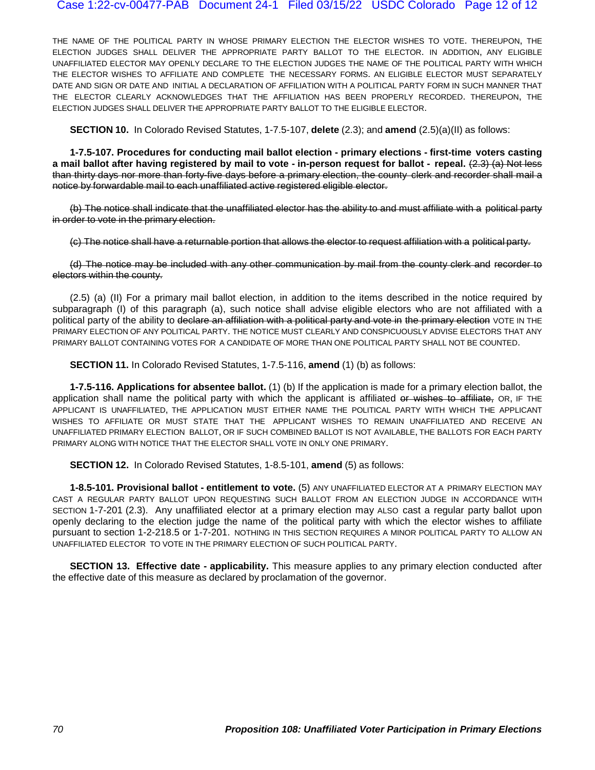THE NAME OF THE POLITICAL PARTY IN WHOSE PRIMARY ELECTION THE ELECTOR WISHES TO VOTE. THEREUPON, THE ELECTION JUDGES SHALL DELIVER THE APPROPRIATE PARTY BALLOT TO THE ELECTOR. IN ADDITION, ANY ELIGIBLE UNAFFILIATED ELECTOR MAY OPENLY DECLARE TO THE ELECTION JUDGES THE NAME OF THE POLITICAL PARTY WITH WHICH THE ELECTOR WISHES TO AFFILIATE AND COMPLETE THE NECESSARY FORMS. AN ELIGIBLE ELECTOR MUST SEPARATELY DATE AND SIGN OR DATE AND INITIAL A DECLARATION OF AFFILIATION WITH A POLITICAL PARTY FORM IN SUCH MANNER THAT THE ELECTOR CLEARLY ACKNOWLEDGES THAT THE AFFILIATION HAS BEEN PROPERLY RECORDED. THEREUPON, THE ELECTION JUDGES SHALL DELIVER THE APPROPRIATE PARTY BALLOT TO THE ELIGIBLE ELECTOR.

**SECTION 10.** In Colorado Revised Statutes, 1-7.5-107, **delete** (2.3); and **amend** (2.5)(a)(II) as follows:

**1-7.5-107. Procedures for conducting mail ballot election - primary elections - first-time voters casting a mail ballot after having registered by mail to vote - in-person request for ballot - repeal.** ~~(2.3) (a) Not less than thirty days nor more than forty-five days before a primary election, the county clerk and recorder shall mail a notice by forwardable mail to each unaffiliated active registered eligible elector.~~

~~(b) The notice shall indicate that the unaffiliated elector has the ability to and must affiliate with a political party in order to vote in the primary election.~~

~~(c) The notice shall have a returnable portion that allows the elector to request affiliation with a political party.~~

~~(d) The notice may be included with any other communication by mail from the county clerk and recorder to electors within the county.~~

(2.5) (a) (II) For a primary mail ballot election, in addition to the items described in the notice required by subparagraph (I) of this paragraph (a), such notice shall advise eligible electors who are not affiliated with a political party of the ability to ~~declare an affiliation with a political party and vote in the primary election~~ VOTE IN THE PRIMARY ELECTION OF ANY POLITICAL PARTY. THE NOTICE MUST CLEARLY AND CONSPICUOUSLY ADVISE ELECTORS THAT ANY PRIMARY BALLOT CONTAINING VOTES FOR A CANDIDATE OF MORE THAN ONE POLITICAL PARTY SHALL NOT BE COUNTED.

**SECTION 11.** In Colorado Revised Statutes, 1-7.5-116, **amend** (1) (b) as follows:

**1-7.5-116. Applications for absentee ballot.** (1) (b) If the application is made for a primary election ballot, the application shall name the political party with which the applicant is affiliated ~~or wishes to affiliate,~~ OR, IF THE APPLICANT IS UNAFFILIATED, THE APPLICATION MUST EITHER NAME THE POLITICAL PARTY WITH WHICH THE APPLICANT WISHES TO AFFILIATE OR MUST STATE THAT THE APPLICANT WISHES TO REMAIN UNAFFILIATED AND RECEIVE AN UNAFFILIATED PRIMARY ELECTION BALLOT, OR IF SUCH COMBINED BALLOT IS NOT AVAILABLE, THE BALLOTS FOR EACH PARTY PRIMARY ALONG WITH NOTICE THAT THE ELECTOR SHALL VOTE IN ONLY ONE PRIMARY.

**SECTION 12.** In Colorado Revised Statutes, 1-8.5-101, **amend** (5) as follows:

**1-8.5-101. Provisional ballot - entitlement to vote.** (5) ANY UNAFFILIATED ELECTOR AT A PRIMARY ELECTION MAY CAST A REGULAR PARTY BALLOT UPON REQUESTING SUCH BALLOT FROM AN ELECTION JUDGE IN ACCORDANCE WITH SECTION 1-7-201 (2.3). Any unaffiliated elector at a primary election may ALSO cast a regular party ballot upon openly declaring to the election judge the name of the political party with which the elector wishes to affiliate pursuant to section 1-2-218.5 or 1-7-201. NOTHING IN THIS SECTION REQUIRES A MINOR POLITICAL PARTY TO ALLOW AN UNAFFILIATED ELECTOR TO VOTE IN THE PRIMARY ELECTION OF SUCH POLITICAL PARTY.

**SECTION 13. Effective date - applicability.** This measure applies to any primary election conducted after the effective date of this measure as declared by proclamation of the governor.